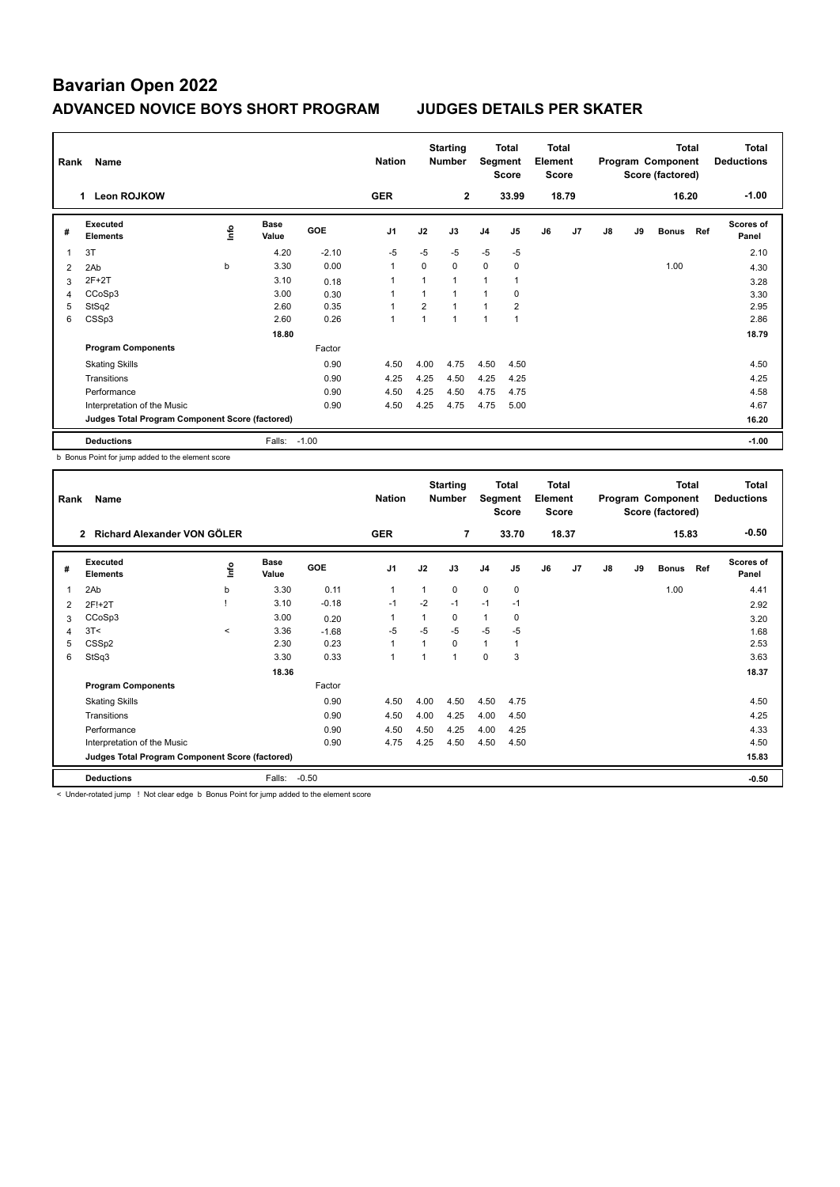# Bavarian Open 2022

## ADVANCED NOVICE BOYS SHORT PROGRAM JUDGES DETAILS PER SKATER

| Rank | Name | Nation | Starting Number | Total Segment Score | Total Element Score | Total Program Component Score (factored) | Total Deductions |
|---|---|---|---|---|---|---|---|
| 1 | Leon ROJKOW | GER | 2 | 33.99 | 18.79 | 16.20 | -1.00 |

| # | Executed Elements | Info | Base Value | GOE | J1 | J2 | J3 | J4 | J5 | J6 | J7 | J8 | J9 | Bonus | Ref | Scores of Panel |
|---|---|---|---|---|---|---|---|---|---|---|---|---|---|---|---|---|
| 1 | 3T | | 4.20 | -2.10 | -5 | -5 | -5 | -5 | -5 | | | | | | | 2.10 |
| 2 | 2Ab | b | 3.30 | 0.00 | 1 | 0 | 0 | 0 | 0 | | | | | 1.00 | | 4.30 |
| 3 | 2F+2T | | 3.10 | 0.18 | 1 | 1 | 1 | 1 | 1 | | | | | | | 3.28 |
| 4 | CCoSp3 | | 3.00 | 0.30 | 1 | 1 | 1 | 1 | 0 | | | | | | | 3.30 |
| 5 | StSq2 | | 2.60 | 0.35 | 1 | 2 | 1 | 1 | 2 | | | | | | | 2.95 |
| 6 | CSSp3 | | 2.60 | 0.26 | 1 | 1 | 1 | 1 | 1 | | | | | | | 2.86 |
| | | | 18.80 | | | | | | | | | | | | | 18.79 |
| | **Program Components** | | | Factor | | | | | | | | | | | | |
| | Skating Skills | | | 0.90 | 4.50 | 4.00 | 4.75 | 4.50 | 4.50 | | | | | | | 4.50 |
| | Transitions | | | 0.90 | 4.25 | 4.25 | 4.50 | 4.25 | 4.25 | | | | | | | 4.25 |
| | Performance | | | 0.90 | 4.50 | 4.25 | 4.50 | 4.75 | 4.75 | | | | | | | 4.58 |
| | Interpretation of the Music | | | 0.90 | 4.50 | 4.25 | 4.75 | 4.75 | 5.00 | | | | | | | 4.67 |
| | **Judges Total Program Component Score (factored)** | | | | | | | | | | | | | | | 16.20 |
| | **Deductions** | | Falls: | -1.00 | | | | | | | | | | | | -1.00 |

b Bonus Point for jump added to the element score

| Rank | Name | Nation | Starting Number | Total Segment Score | Total Element Score | Total Program Component Score (factored) | Total Deductions |
|---|---|---|---|---|---|---|---|
| 2 | Richard Alexander VON GÖLER | GER | 7 | 33.70 | 18.37 | 15.83 | -0.50 |

| # | Executed Elements | Info | Base Value | GOE | J1 | J2 | J3 | J4 | J5 | J6 | J7 | J8 | J9 | Bonus | Ref | Scores of Panel |
|---|---|---|---|---|---|---|---|---|---|---|---|---|---|---|---|---|
| 1 | 2Ab | b | 3.30 | 0.11 | 1 | 1 | 0 | 0 | 0 | | | | | 1.00 | | 4.41 |
| 2 | 2F!+2T | ! | 3.10 | -0.18 | -1 | -2 | -1 | -1 | -1 | | | | | | | 2.92 |
| 3 | CCoSp3 | | 3.00 | 0.20 | 1 | 1 | 0 | 1 | 0 | | | | | | | 3.20 |
| 4 | 3T< | < | 3.36 | -1.68 | -5 | -5 | -5 | -5 | -5 | | | | | | | 1.68 |
| 5 | CSSp2 | | 2.30 | 0.23 | 1 | 1 | 0 | 1 | 1 | | | | | | | 2.53 |
| 6 | StSq3 | | 3.30 | 0.33 | 1 | 1 | 1 | 0 | 3 | | | | | | | 3.63 |
| | | | 18.36 | | | | | | | | | | | | | 18.37 |
| | **Program Components** | | | Factor | | | | | | | | | | | | |
| | Skating Skills | | | 0.90 | 4.50 | 4.00 | 4.50 | 4.50 | 4.75 | | | | | | | 4.50 |
| | Transitions | | | 0.90 | 4.50 | 4.00 | 4.25 | 4.00 | 4.50 | | | | | | | 4.25 |
| | Performance | | | 0.90 | 4.50 | 4.50 | 4.25 | 4.00 | 4.25 | | | | | | | 4.33 |
| | Interpretation of the Music | | | 0.90 | 4.75 | 4.25 | 4.50 | 4.50 | 4.50 | | | | | | | 4.50 |
| | **Judges Total Program Component Score (factored)** | | | | | | | | | | | | | | | 15.83 |
| | **Deductions** | | Falls: | -0.50 | | | | | | | | | | | | -0.50 |

< Under-rotated jump ! Not clear edge b Bonus Point for jump added to the element score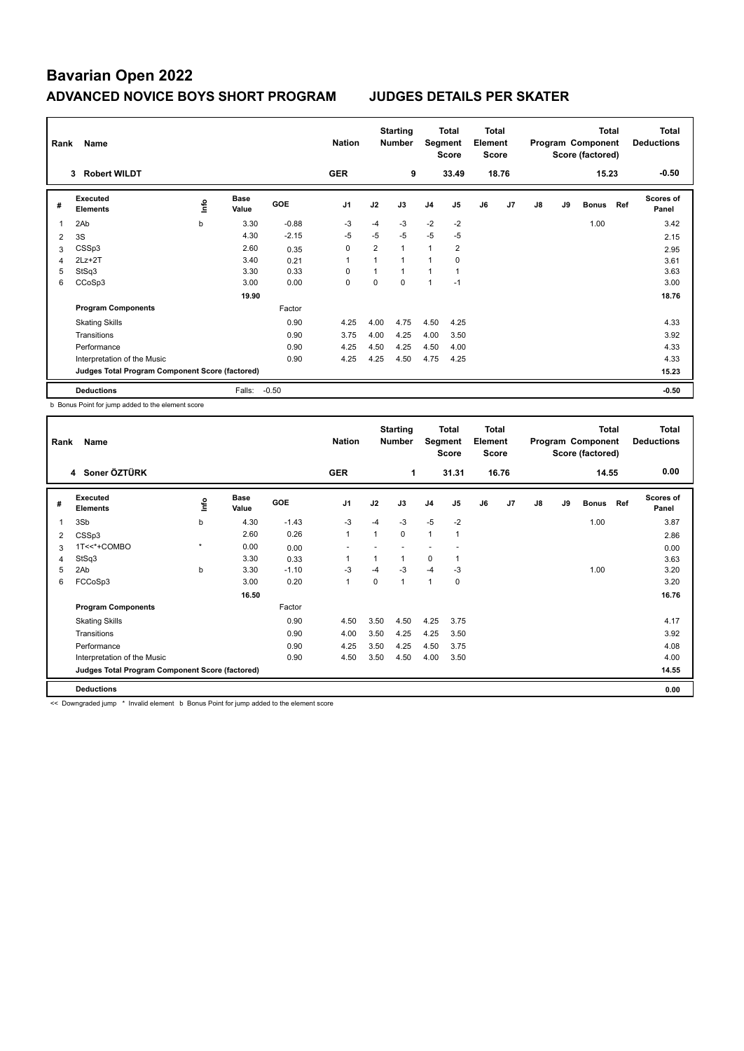# Bavarian Open 2022

## ADVANCED NOVICE BOYS SHORT PROGRAM JUDGES DETAILS PER SKATER

| Rank | Name | Nation | Starting Number | Total Segment Score | Total Element Score | Total Program Component Score (factored) | Total Deductions |
|---|---|---|---|---|---|---|---|
| 3 | Robert WILDT | GER | 9 | 33.49 | 18.76 | 15.23 | -0.50 |

| # | Executed Elements | Info | Base Value | GOE | J1 | J2 | J3 | J4 | J5 | J6 | J7 | J8 | J9 | Bonus | Ref | Scores of Panel |
|---|---|---|---|---|---|---|---|---|---|---|---|---|---|---|---|---|
| 1 | 2Ab | b | 3.30 | -0.88 | -3 | -4 | -3 | -2 | -2 | | | | | 1.00 | | 3.42 |
| 2 | 3S | | 4.30 | -2.15 | -5 | -5 | -5 | -5 | -5 | | | | | | | 2.15 |
| 3 | CSSp3 | | 2.60 | 0.35 | 0 | 2 | 1 | 1 | 2 | | | | | | | 2.95 |
| 4 | 2Lz+2T | | 3.40 | 0.21 | 1 | 1 | 1 | 1 | 0 | | | | | | | 3.61 |
| 5 | StSq3 | | 3.30 | 0.33 | 0 | 1 | 1 | 1 | 1 | | | | | | | 3.63 |
| 6 | CCoSp3 | | 3.00 | 0.00 | 0 | 0 | 0 | 1 | -1 | | | | | | | 3.00 |
| | | | 19.90 | | | | | | | | | | | | | 18.76 |
| | **Program Components** | | | Factor | | | | | | | | | | | | |
| | Skating Skills | | | 0.90 | 4.25 | 4.00 | 4.75 | 4.50 | 4.25 | | | | | | | 4.33 |
| | Transitions | | | 0.90 | 3.75 | 4.00 | 4.25 | 4.00 | 3.50 | | | | | | | 3.92 |
| | Performance | | | 0.90 | 4.25 | 4.50 | 4.25 | 4.50 | 4.00 | | | | | | | 4.33 |
| | Interpretation of the Music | | | 0.90 | 4.25 | 4.25 | 4.50 | 4.75 | 4.25 | | | | | | | 4.33 |
| | **Judges Total Program Component Score (factored)** | | | | | | | | | | | | | | | 15.23 |
| | **Deductions** | | Falls: | -0.50 | | | | | | | | | | | | -0.50 |

b Bonus Point for jump added to the element score

| Rank | Name | Nation | Starting Number | Total Segment Score | Total Element Score | Total Program Component Score (factored) | Total Deductions |
|---|---|---|---|---|---|---|---|
| 4 | Soner ÖZTÜRK | GER | 1 | 31.31 | 16.76 | 14.55 | 0.00 |

| # | Executed Elements | Info | Base Value | GOE | J1 | J2 | J3 | J4 | J5 | J6 | J7 | J8 | J9 | Bonus | Ref | Scores of Panel |
|---|---|---|---|---|---|---|---|---|---|---|---|---|---|---|---|---|
| 1 | 3Sb | b | 4.30 | -1.43 | -3 | -4 | -3 | -5 | -2 | | | | | 1.00 | | 3.87 |
| 2 | CSSp3 | | 2.60 | 0.26 | 1 | 1 | 0 | 1 | 1 | | | | | | | 2.86 |
| 3 | 1T<<*+COMBO | * | 0.00 | 0.00 | - | - | - | - | - | | | | | | | 0.00 |
| 4 | StSq3 | | 3.30 | 0.33 | 1 | 1 | 1 | 0 | 1 | | | | | | | 3.63 |
| 5 | 2Ab | b | 3.30 | -1.10 | -3 | -4 | -3 | -4 | -3 | | | | | 1.00 | | 3.20 |
| 6 | FCCoSp3 | | 3.00 | 0.20 | 1 | 0 | 1 | 1 | 0 | | | | | | | 3.20 |
| | | | 16.50 | | | | | | | | | | | | | 16.76 |
| | **Program Components** | | | Factor | | | | | | | | | | | | |
| | Skating Skills | | | 0.90 | 4.50 | 3.50 | 4.50 | 4.25 | 3.75 | | | | | | | 4.17 |
| | Transitions | | | 0.90 | 4.00 | 3.50 | 4.25 | 4.25 | 3.50 | | | | | | | 3.92 |
| | Performance | | | 0.90 | 4.25 | 3.50 | 4.25 | 4.50 | 3.75 | | | | | | | 4.08 |
| | Interpretation of the Music | | | 0.90 | 4.50 | 3.50 | 4.50 | 4.00 | 3.50 | | | | | | | 4.00 |
| | **Judges Total Program Component Score (factored)** | | | | | | | | | | | | | | | 14.55 |
| | **Deductions** | | | | | | | | | | | | | | | 0.00 |

<< Downgraded jump * Invalid element b Bonus Point for jump added to the element score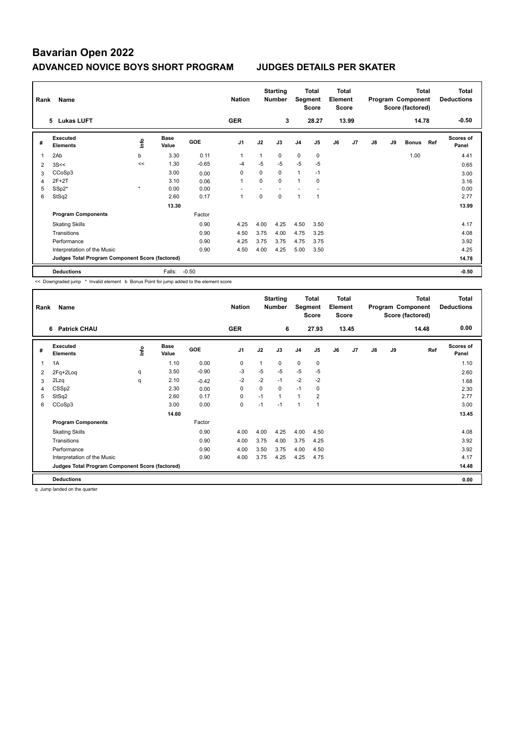# Bavarian Open 2022

## ADVANCED NOVICE BOYS SHORT PROGRAM JUDGES DETAILS PER SKATER

| Rank | Name | | | | Nation | | Starting Number | | Total Segment Score | Total Element Score | | | | Total Program Component Score (factored) | | Total Deductions |
|---|---|---|---|---|---|---|---|---|---|---|---|---|---|---|---|---|
| 5 | Lukas LUFT | | | | GER | | 3 | | 28.27 | 13.99 | | | | 14.78 | | -0.50 |

| # | Executed Elements | Info | Base Value | GOE | J1 | J2 | J3 | J4 | J5 | J6 | J7 | J8 | J9 | Bonus | Ref | Scores of Panel |
|---|---|---|---|---|---|---|---|---|---|---|---|---|---|---|---|---|
| 1 | 2Ab | b | 3.30 | 0.11 | 1 | 1 | 0 | 0 | 0 | | | | | 1.00 | | 4.41 |
| 2 | 3S<< | << | 1.30 | -0.65 | -4 | -5 | -5 | -5 | -5 | | | | | | | 0.65 |
| 3 | CCoSp3 | | 3.00 | 0.00 | 0 | 0 | 0 | 1 | -1 | | | | | | | 3.00 |
| 4 | 2F+2T | | 3.10 | 0.06 | 1 | 0 | 0 | 1 | 0 | | | | | | | 3.16 |
| 5 | SSp2* | * | 0.00 | 0.00 | - | - | - | - | - | | | | | | | 0.00 |
| 6 | StSq2 | | 2.60 | 0.17 | 1 | 0 | 0 | 1 | 1 | | | | | | | 2.77 |
| | | | 13.30 | | | | | | | | | | | | | 13.99 |
| | **Program Components** | | | Factor | | | | | | | | | | | | |
| | Skating Skills | | | 0.90 | 4.25 | 4.00 | 4.25 | 4.50 | 3.50 | | | | | | | 4.17 |
| | Transitions | | | 0.90 | 4.50 | 3.75 | 4.00 | 4.75 | 3.25 | | | | | | | 4.08 |
| | Performance | | | 0.90 | 4.25 | 3.75 | 3.75 | 4.75 | 3.75 | | | | | | | 3.92 |
| | Interpretation of the Music | | | 0.90 | 4.50 | 4.00 | 4.25 | 5.00 | 3.50 | | | | | | | 4.25 |
| | **Judges Total Program Component Score (factored)** | | | | | | | | | | | | | | | 14.78 |
| | **Deductions** | | Falls: | -0.50 | | | | | | | | | | | | -0.50 |

<< Downgraded jump * Invalid element b Bonus Point for jump added to the element score

| Rank | Name | | | | Nation | | Starting Number | | Total Segment Score | Total Element Score | | | | Total Program Component Score (factored) | | Total Deductions |
|---|---|---|---|---|---|---|---|---|---|---|---|---|---|---|---|---|
| 6 | Patrick CHAU | | | | GER | | 6 | | 27.93 | 13.45 | | | | 14.48 | | 0.00 |

| # | Executed Elements | Info | Base Value | GOE | J1 | J2 | J3 | J4 | J5 | J6 | J7 | J8 | J9 | Ref | Scores of Panel |
|---|---|---|---|---|---|---|---|---|---|---|---|---|---|---|---|
| 1 | 1A | | 1.10 | 0.00 | 0 | 1 | 0 | 0 | 0 | | | | | | 1.10 |
| 2 | 2Fq+2Loq | q | 3.50 | -0.90 | -3 | -5 | -5 | -5 | -5 | | | | | | 2.60 |
| 3 | 2Lzq | q | 2.10 | -0.42 | -2 | -2 | -1 | -2 | -2 | | | | | | 1.68 |
| 4 | CSSp2 | | 2.30 | 0.00 | 0 | 0 | 0 | -1 | 0 | | | | | | 2.30 |
| 5 | StSq2 | | 2.60 | 0.17 | 0 | -1 | 1 | 1 | 2 | | | | | | 2.77 |
| 6 | CCoSp3 | | 3.00 | 0.00 | 0 | -1 | -1 | 1 | 1 | | | | | | 3.00 |
| | | | 14.60 | | | | | | | | | | | | 13.45 |
| | **Program Components** | | | Factor | | | | | | | | | | | |
| | Skating Skills | | | 0.90 | 4.00 | 4.00 | 4.25 | 4.00 | 4.50 | | | | | | 4.08 |
| | Transitions | | | 0.90 | 4.00 | 3.75 | 4.00 | 3.75 | 4.25 | | | | | | 3.92 |
| | Performance | | | 0.90 | 4.00 | 3.50 | 3.75 | 4.00 | 4.50 | | | | | | 3.92 |
| | Interpretation of the Music | | | 0.90 | 4.00 | 3.75 | 4.25 | 4.25 | 4.75 | | | | | | 4.17 |
| | **Judges Total Program Component Score (factored)** | | | | | | | | | | | | | | 14.48 |
| | **Deductions** | | | | | | | | | | | | | | 0.00 |

q Jump landed on the quarter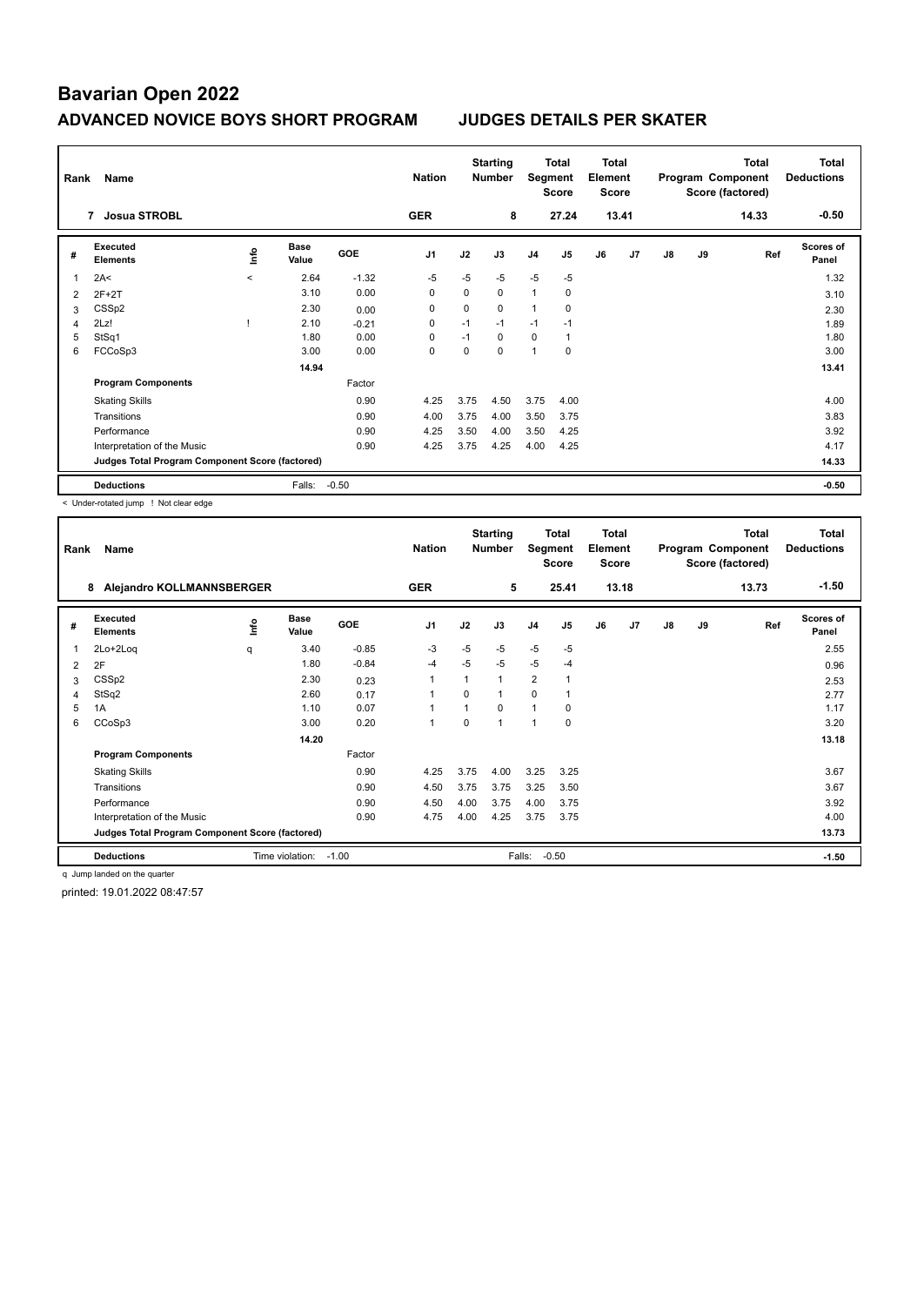# Bavarian Open 2022

## ADVANCED NOVICE BOYS SHORT PROGRAM    JUDGES DETAILS PER SKATER

| Rank | Name | Nation | Starting Number | Total Segment Score | Total Element Score | Total Program Component Score (factored) | Total Deductions |
|---|---|---|---|---|---|---|---|
| 7 | Josua STROBL | GER | 8 | 27.24 | 13.41 | 14.33 | -0.50 |

| # | Executed Elements | Info | Base Value | GOE | J1 | J2 | J3 | J4 | J5 | J6 | J7 | J8 | J9 | Ref | Scores of Panel |
|---|---|---|---|---|---|---|---|---|---|---|---|---|---|---|---|
| 1 | 2A< | < | 2.64 | -1.32 | -5 | -5 | -5 | -5 | -5 | | | | | | 1.32 |
| 2 | 2F+2T | | 3.10 | 0.00 | 0 | 0 | 0 | 1 | 0 | | | | | | 3.10 |
| 3 | CSSp2 | | 2.30 | 0.00 | 0 | 0 | 0 | 1 | 0 | | | | | | 2.30 |
| 4 | 2Lz! | ! | 2.10 | -0.21 | 0 | -1 | -1 | -1 | -1 | | | | | | 1.89 |
| 5 | StSq1 | | 1.80 | 0.00 | 0 | -1 | 0 | 0 | 1 | | | | | | 1.80 |
| 6 | FCCoSp3 | | 3.00 | 0.00 | 0 | 0 | 0 | 1 | 0 | | | | | | 3.00 |
| | | | 14.94 | | | | | | | | | | | | 13.41 |
| | **Program Components** | | | Factor | | | | | | | | | | | |
| | Skating Skills | | | 0.90 | 4.25 | 3.75 | 4.50 | 3.75 | 4.00 | | | | | | 4.00 |
| | Transitions | | | 0.90 | 4.00 | 3.75 | 4.00 | 3.50 | 3.75 | | | | | | 3.83 |
| | Performance | | | 0.90 | 4.25 | 3.50 | 4.00 | 3.50 | 4.25 | | | | | | 3.92 |
| | Interpretation of the Music | | | 0.90 | 4.25 | 3.75 | 4.25 | 4.00 | 4.25 | | | | | | 4.17 |
| | **Judges Total Program Component Score (factored)** | | | | | | | | | | | | | | 14.33 |
| | **Deductions** | | Falls: | -0.50 | | | | | | | | | | | -0.50 |

< Under-rotated jump ! Not clear edge

| Rank | Name | Nation | Starting Number | Total Segment Score | Total Element Score | Total Program Component Score (factored) | Total Deductions |
|---|---|---|---|---|---|---|---|
| 8 | Alejandro KOLLMANNSBERGER | GER | 5 | 25.41 | 13.18 | 13.73 | -1.50 |

| # | Executed Elements | Info | Base Value | GOE | J1 | J2 | J3 | J4 | J5 | J6 | J7 | J8 | J9 | Ref | Scores of Panel |
|---|---|---|---|---|---|---|---|---|---|---|---|---|---|---|---|
| 1 | 2Lo+2Loq | q | 3.40 | -0.85 | -3 | -5 | -5 | -5 | -5 | | | | | | 2.55 |
| 2 | 2F | | 1.80 | -0.84 | -4 | -5 | -5 | -5 | -4 | | | | | | 0.96 |
| 3 | CSSp2 | | 2.30 | 0.23 | 1 | 1 | 1 | 2 | 1 | | | | | | 2.53 |
| 4 | StSq2 | | 2.60 | 0.17 | 1 | 0 | 1 | 0 | 1 | | | | | | 2.77 |
| 5 | 1A | | 1.10 | 0.07 | 1 | 1 | 0 | 1 | 0 | | | | | | 1.17 |
| 6 | CCoSp3 | | 3.00 | 0.20 | 1 | 0 | 1 | 1 | 0 | | | | | | 3.20 |
| | | | 14.20 | | | | | | | | | | | | 13.18 |
| | **Program Components** | | | Factor | | | | | | | | | | | |
| | Skating Skills | | | 0.90 | 4.25 | 3.75 | 4.00 | 3.25 | 3.25 | | | | | | 3.67 |
| | Transitions | | | 0.90 | 4.50 | 3.75 | 3.75 | 3.25 | 3.50 | | | | | | 3.67 |
| | Performance | | | 0.90 | 4.50 | 4.00 | 3.75 | 4.00 | 3.75 | | | | | | 3.92 |
| | Interpretation of the Music | | | 0.90 | 4.75 | 4.00 | 4.25 | 3.75 | 3.75 | | | | | | 4.00 |
| | **Judges Total Program Component Score (factored)** | | | | | | | | | | | | | | 13.73 |
| | **Deductions** | | Time violation: | -1.00 | | | | Falls: | -0.50 | | | | | | -1.50 |

q Jump landed on the quarter

printed: 19.01.2022 08:47:57